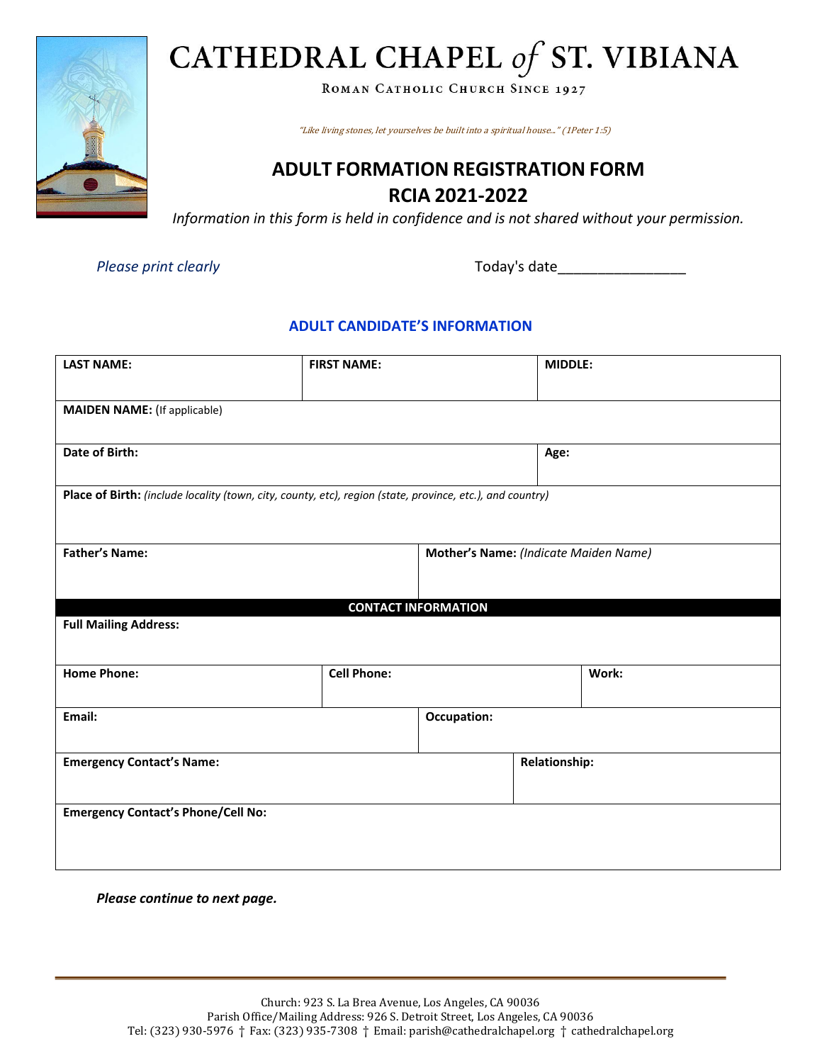# CATHEDRAL CHAPEL *of* ST. VIBIANA

ROMAN CATHOLIC CHURCH SINCE 1927

*"Like living stones, let yourselves be built into a spiritual house..." (1Peter 1:5)*

## ADULT FORMATION REGISTRATION FORM
## RCIA 2021-2022

*Information in this form is held in confidence and is not shared without your permission.*

*Please print clearly*

Today's date________________

### ADULT CANDIDATE'S INFORMATION

| **LAST NAME:** | **FIRST NAME:** | **MIDDLE:** |
|---|---|---|
| **MAIDEN NAME:** (If applicable) | | |
| **Date of Birth:** | | **Age:** |
| **Place of Birth:** *(include locality (town, city, county, etc), region (state, province, etc.), and country)* | | |
| **Father's Name:** | **Mother's Name:** *(Indicate Maiden Name)* | |
| **CONTACT INFORMATION** | | |
| **Full Mailing Address:** | | |
| **Home Phone:** | **Cell Phone:** | **Work:** |
| **Email:** | **Occupation:** | |
| **Emergency Contact's Name:** | **Relationship:** | |
| **Emergency Contact's Phone/Cell No:** | | |

***Please continue to next page.***

Church: 923 S. La Brea Avenue, Los Angeles, CA 90036
Parish Office/Mailing Address: 926 S. Detroit Street, Los Angeles, CA 90036
Tel: (323) 930-5976 † Fax: (323) 935-7308 † Email: parish@cathedralchapel.org † cathedralchapel.org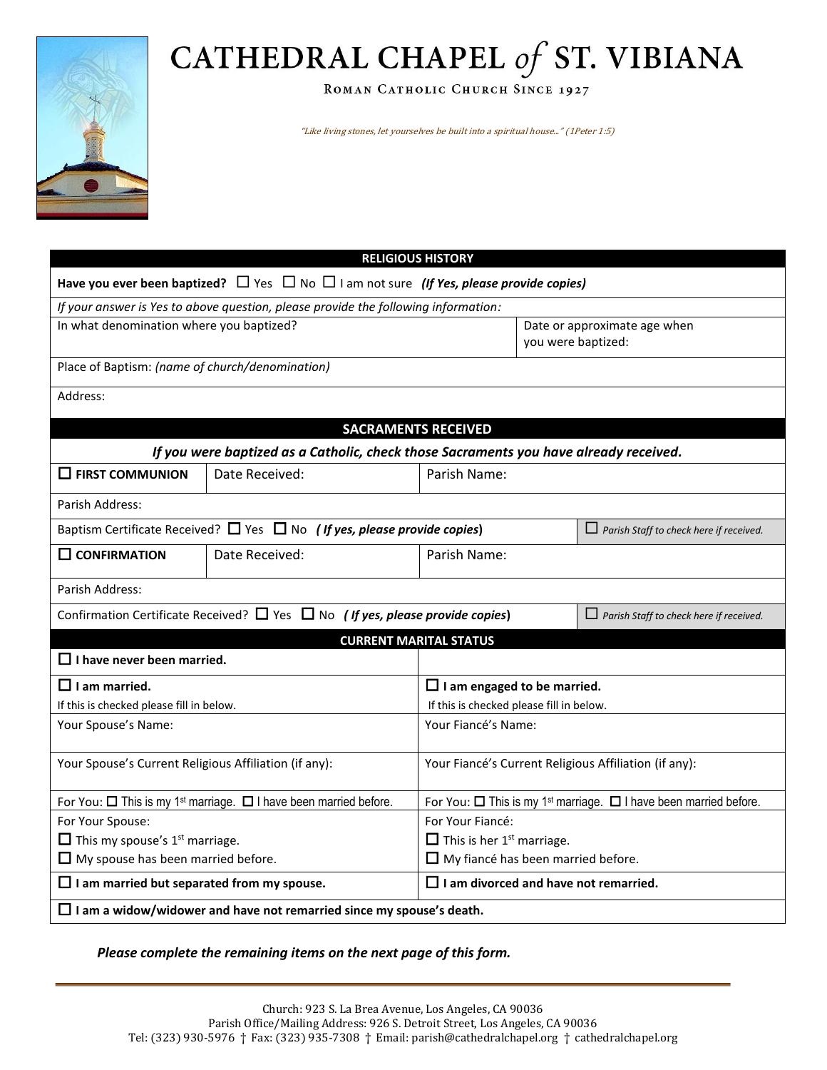# CATHEDRAL CHAPEL *of* ST. VIBIANA

ROMAN CATHOLIC CHURCH SINCE 1927

*"Like living stones, let yourselves be built into a spiritual house..." (1Peter 1:5)*

| RELIGIOUS HISTORY | |
|---|---|
| **Have you ever been baptized?** ☐ Yes ☐ No ☐ I am not sure ***(If Yes, please provide copies)*** | |
| *If your answer is Yes to above question, please provide the following information:* | |
| In what denomination where you baptized? | Date or approximate age when you were baptized: |
| Place of Baptism: *(name of church/denomination)* | |
| Address: | |

| SACRAMENTS RECEIVED | | | |
|---|---|---|---|
| ***If you were baptized as a Catholic, check those Sacraments you have already received.*** | | | |
| ☐ **FIRST COMMUNION** | Date Received: | Parish Name: | |
| Parish Address: | | | |
| Baptism Certificate Received? ☐ Yes ☐ No ***( If yes, please provide copies)*** | | | ☐ *Parish Staff to check here if received.* |
| ☐ **CONFIRMATION** | Date Received: | Parish Name: | |
| Parish Address: | | | |
| Confirmation Certificate Received? ☐ Yes ☐ No ***( If yes, please provide copies)*** | | | ☐ *Parish Staff to check here if received.* |

| CURRENT MARITAL STATUS | |
|---|---|
| ☐ **I have never been married.** | |
| ☐ **I am married.** If this is checked please fill in below. | ☐ **I am engaged to be married.** If this is checked please fill in below. |
| Your Spouse's Name: | Your Fiancé's Name: |
| Your Spouse's Current Religious Affiliation (if any): | Your Fiancé's Current Religious Affiliation (if any): |
| For You: ☐ This is my 1st marriage. ☐ I have been married before. | For You: ☐ This is my 1st marriage. ☐ I have been married before. |
| For Your Spouse: ☐ This my spouse's 1st marriage. ☐ My spouse has been married before. | For Your Fiancé: ☐ This is her 1st marriage. ☐ My fiancé has been married before. |
| ☐ **I am married but separated from my spouse.** | ☐ **I am divorced and have not remarried.** |
| ☐ **I am a widow/widower and have not remarried since my spouse's death.** | |

***Please complete the remaining items on the next page of this form.***

Church: 923 S. La Brea Avenue, Los Angeles, CA 90036
Parish Office/Mailing Address: 926 S. Detroit Street, Los Angeles, CA 90036
Tel: (323) 930-5976 † Fax: (323) 935-7308 † Email: parish@cathedralchapel.org † cathedralchapel.org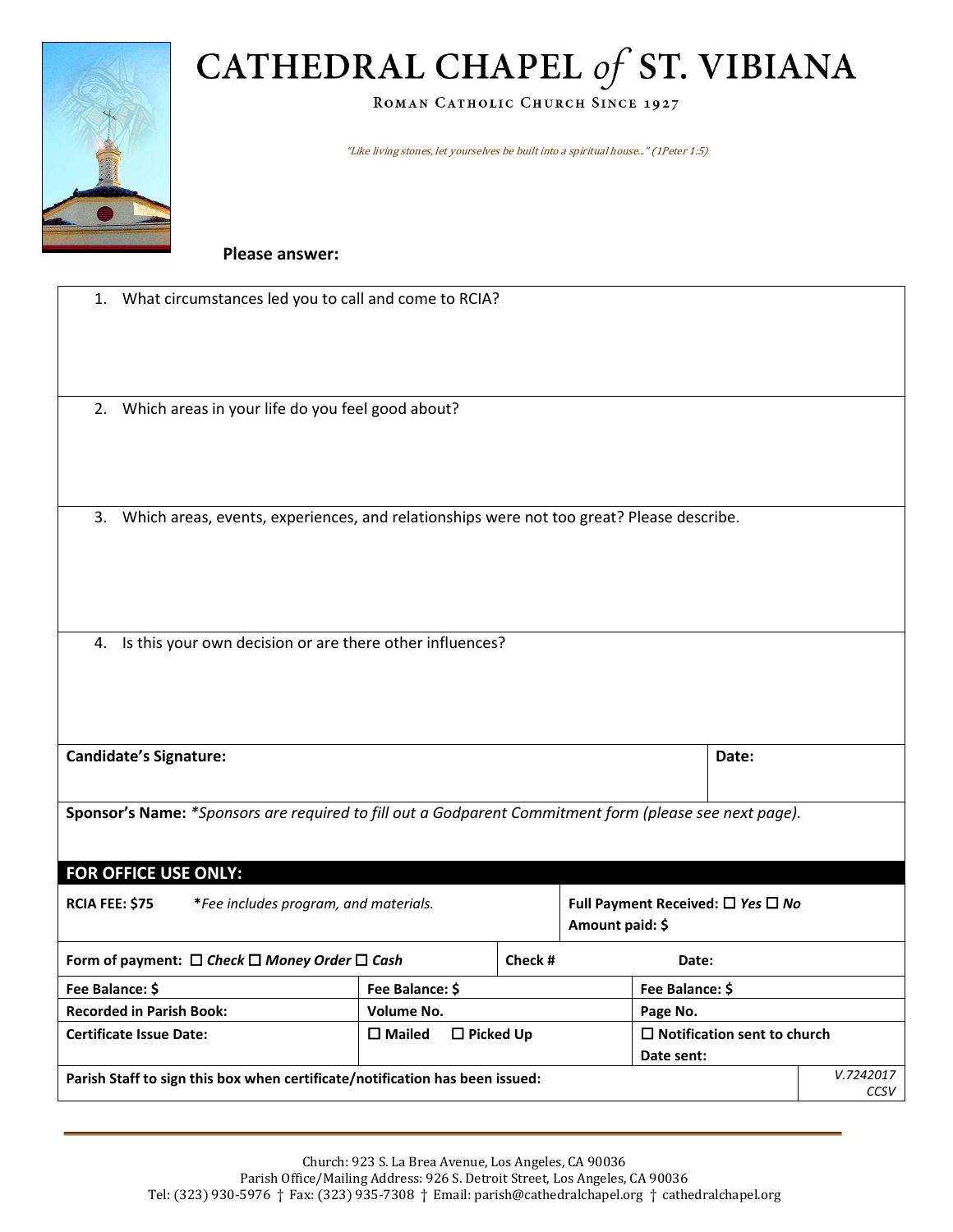# CATHEDRAL CHAPEL *of* ST. VIBIANA

ROMAN CATHOLIC CHURCH SINCE 1927

*"Like living stones, let yourselves be built into a spiritual house..." (1Peter 1:5)*

**Please answer:**

1. What circumstances led you to call and come to RCIA?

2. Which areas in your life do you feel good about?

3. Which areas, events, experiences, and relationships were not too great? Please describe.

4. Is this your own decision or are there other influences?

| **Candidate's Signature:** | **Date:** |
|---|---|

**Sponsor's Name:** *\*Sponsors are required to fill out a Godparent Commitment form (please see next page).*

## FOR OFFICE USE ONLY:

| | | |
|---|---|---|
| **RCIA FEE: $75** *\*Fee includes program, and materials.* | | **Full Payment Received:** ☐ ***Yes*** ☐ ***No*** **Amount paid: $** |
| **Form of payment:** ☐ ***Check*** ☐ ***Money Order*** ☐ ***Cash*** | **Check #** | **Date:** |
| **Fee Balance: $** | **Fee Balance: $** | **Fee Balance: $** |
| **Recorded in Parish Book:** | **Volume No.** | **Page No.** |
| **Certificate Issue Date:** | ☐ **Mailed** ☐ **Picked Up** | ☐ **Notification sent to church** **Date sent:** |
| **Parish Staff to sign this box when certificate/notification has been issued:** | | *V.7242017 CCSV* |

Church: 923 S. La Brea Avenue, Los Angeles, CA 90036
Parish Office/Mailing Address: 926 S. Detroit Street, Los Angeles, CA 90036
Tel: (323) 930-5976 † Fax: (323) 935-7308 † Email: parish@cathedralchapel.org † cathedralchapel.org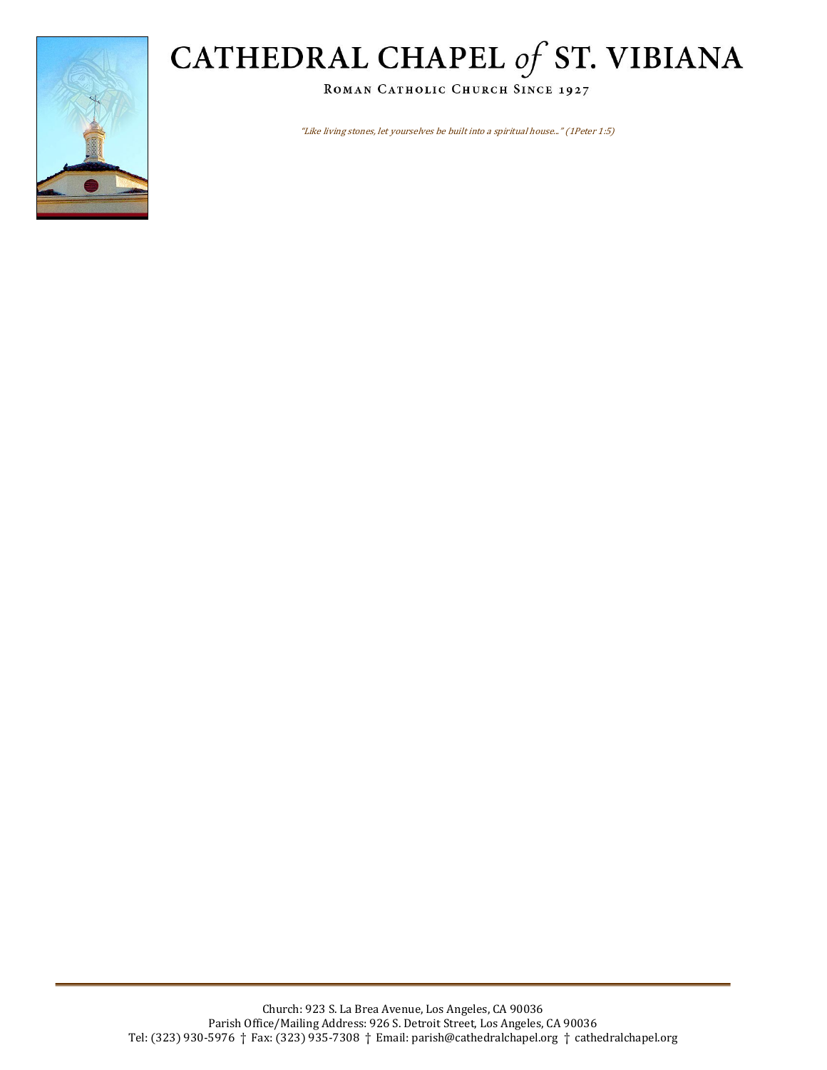# CATHEDRAL CHAPEL *of* ST. VIBIANA

ROMAN CATHOLIC CHURCH SINCE 1927

*"Like living stones, let yourselves be built into a spiritual house..." (1Peter 1:5)*

Church: 923 S. La Brea Avenue, Los Angeles, CA 90036
Parish Office/Mailing Address: 926 S. Detroit Street, Los Angeles, CA 90036
Tel: (323) 930-5976 † Fax: (323) 935-7308 † Email: parish@cathedralchapel.org † cathedralchapel.org